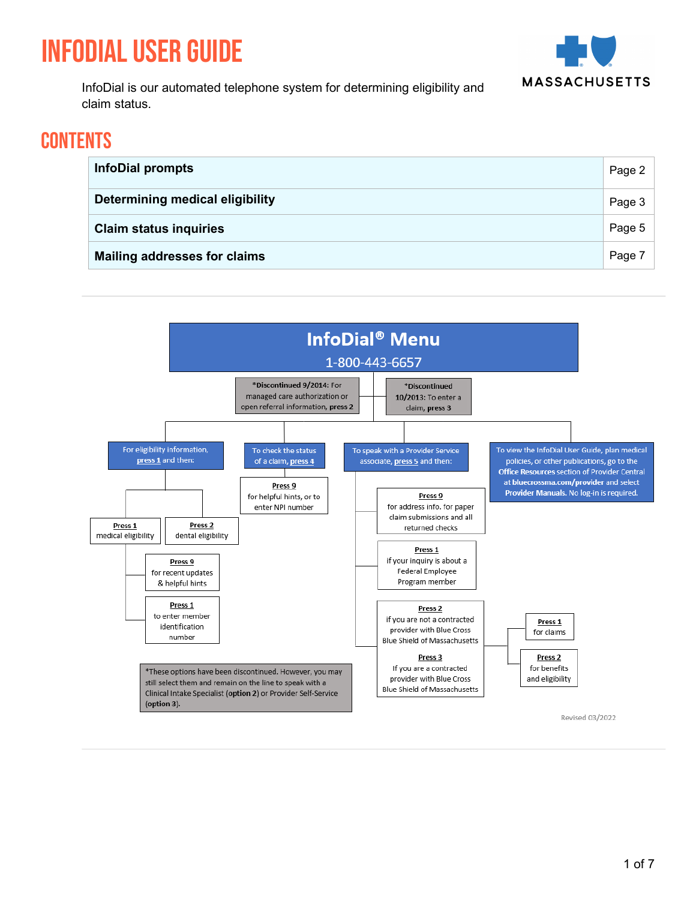# INFODIAL USER GUIDE

InfoDial is our automated telephone system for determining eligibility and claim status.

## CONTENTS

| | |
|---|---|
| **InfoDial prompts** | Page 2 |
| **Determining medical eligibility** | Page 3 |
| **Claim status inquiries** | Page 5 |
| **Mailing addresses for claims** | Page 7 |

## InfoDial® Menu

1-800-443-6657

- ***Discontinued 9/2014:** For managed care authorization or open referral information, **press 2**
- ***Discontinued 10/2013:** To enter a claim, **press 3**

- For eligibility information, **press 1** and then:
  - **Press 1** medical eligibility
    - **Press 9** for recent updates & helpful hints
    - **Press 1** to enter member identification number
  - **Press 2** dental eligibility
- To check the status of a claim, **press 4**
  - **Press 9** for helpful hints, or to enter NPI number
- To speak with a Provider Service associate, **press 5** and then:
  - **Press 9** for address info. for paper claim submissions and all returned checks
  - **Press 1** if your inquiry is about a Federal Employee Program member
  - **Press 2** if you are not a contracted provider with Blue Cross Blue Shield of Massachusetts
  - **Press 3** If you are a contracted provider with Blue Cross Blue Shield of Massachusetts
    - **Press 1** for claims
    - **Press 2** for benefits and eligibility
- To view the InfoDial User Guide, plan medical policies, or other publications, go to the **Office Resources** section of Provider Central at **bluecrossma.com/provider** and select **Provider Manuals.** No log-in is required.

*These options have been discontinued. However, you may still select them and remain on the line to speak with a Clinical Intake Specialist (**option 2**) or Provider Self-Service (**option 3**).

Revised 03/2022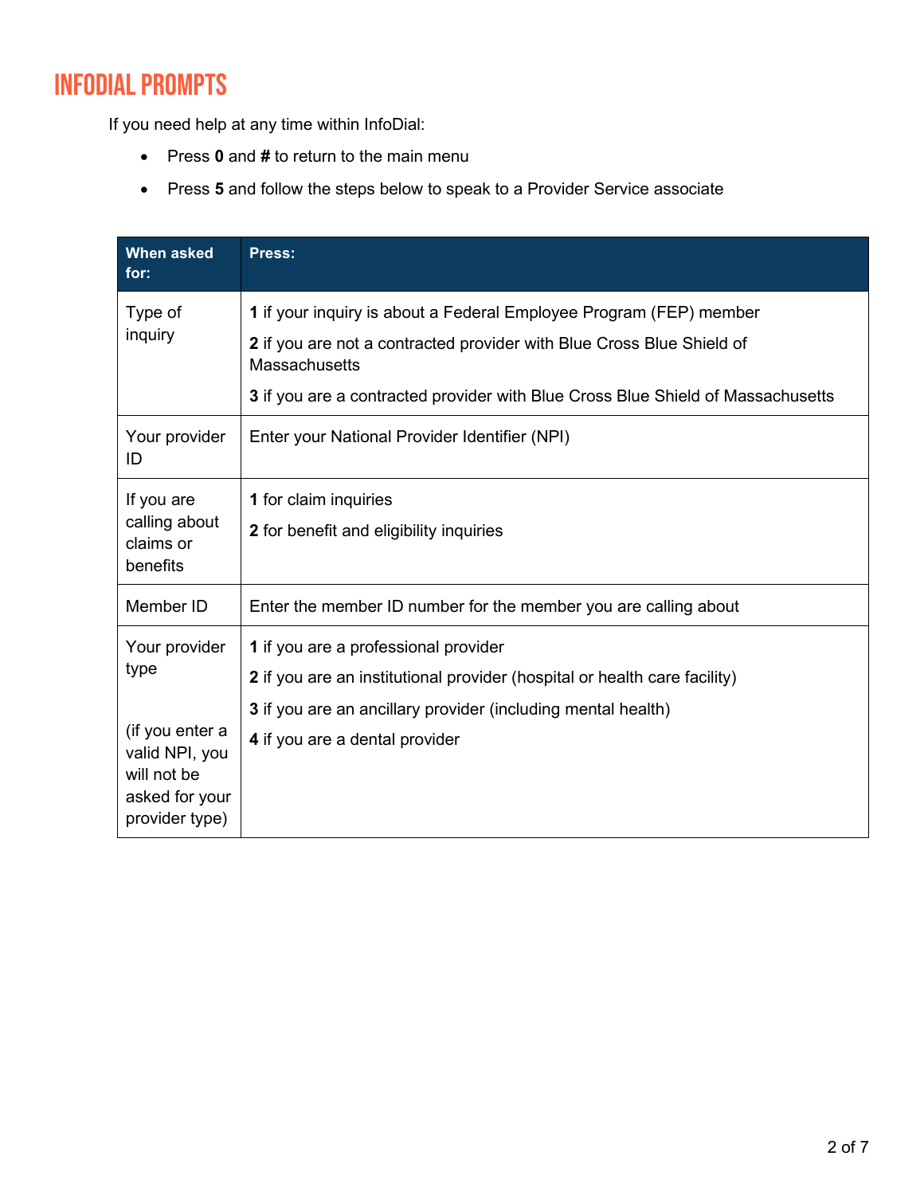## InfoDial Prompts

If you need help at any time within InfoDial:

- Press **0** and **#** to return to the main menu
- Press **5** and follow the steps below to speak to a Provider Service associate

| When asked for: | Press: |
|---|---|
| Type of inquiry | **1** if your inquiry is about a Federal Employee Program (FEP) member<br>**2** if you are not a contracted provider with Blue Cross Blue Shield of Massachusetts<br>**3** if you are a contracted provider with Blue Cross Blue Shield of Massachusetts |
| Your provider ID | Enter your National Provider Identifier (NPI) |
| If you are calling about claims or benefits | **1** for claim inquiries<br>**2** for benefit and eligibility inquiries |
| Member ID | Enter the member ID number for the member you are calling about |
| Your provider type<br><br>(if you enter a valid NPI, you will not be asked for your provider type) | **1** if you are a professional provider<br>**2** if you are an institutional provider (hospital or health care facility)<br>**3** if you are an ancillary provider (including mental health)<br>**4** if you are a dental provider |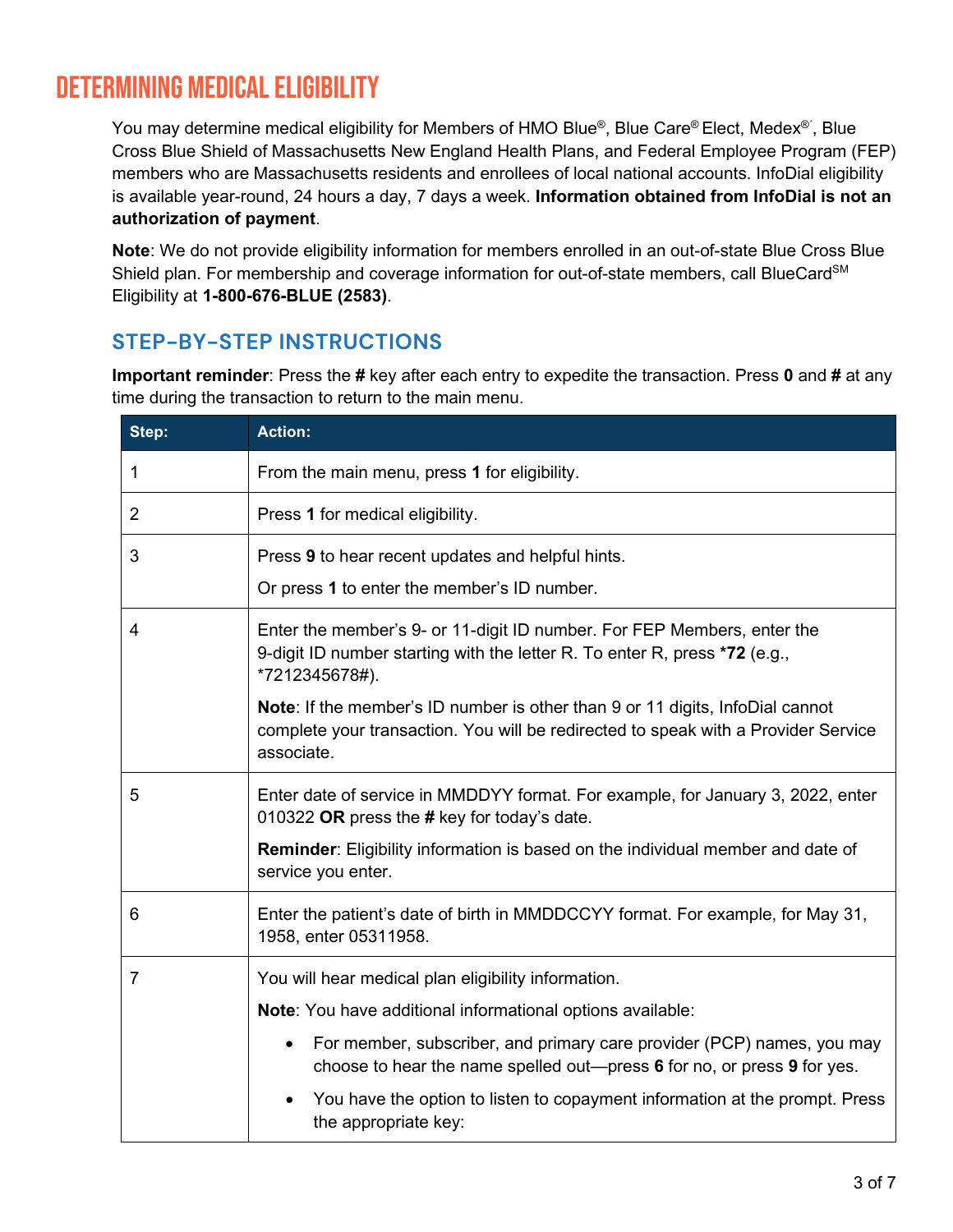# DETERMINING MEDICAL ELIGIBILITY

You may determine medical eligibility for Members of HMO Blue®, Blue Care® Elect, Medex®, Blue Cross Blue Shield of Massachusetts New England Health Plans, and Federal Employee Program (FEP) members who are Massachusetts residents and enrollees of local national accounts. InfoDial eligibility is available year-round, 24 hours a day, 7 days a week. **Information obtained from InfoDial is not an authorization of payment**.

**Note**: We do not provide eligibility information for members enrolled in an out-of-state Blue Cross Blue Shield plan. For membership and coverage information for out-of-state members, call BlueCard℠ Eligibility at **1-800-676-BLUE (2583)**.

## STEP-BY-STEP INSTRUCTIONS

**Important reminder**: Press the **#** key after each entry to expedite the transaction. Press **0** and **#** at any time during the transaction to return to the main menu.

| Step: | Action: |
|---|---|
| 1 | From the main menu, press **1** for eligibility. |
| 2 | Press **1** for medical eligibility. |
| 3 | Press **9** to hear recent updates and helpful hints.<br><br>Or press **1** to enter the member's ID number. |
| 4 | Enter the member's 9- or 11-digit ID number. For FEP Members, enter the 9-digit ID number starting with the letter R. To enter R, press **\*72** (e.g., *7212345678#).<br><br>**Note**: If the member's ID number is other than 9 or 11 digits, InfoDial cannot complete your transaction. You will be redirected to speak with a Provider Service associate. |
| 5 | Enter date of service in MMDDYY format. For example, for January 3, 2022, enter 010322 **OR** press the **#** key for today's date.<br><br>**Reminder**: Eligibility information is based on the individual member and date of service you enter. |
| 6 | Enter the patient's date of birth in MMDDCCYY format. For example, for May 31, 1958, enter 05311958. |
| 7 | You will hear medical plan eligibility information.<br><br>**Note**: You have additional informational options available:<br><br>• For member, subscriber, and primary care provider (PCP) names, you may choose to hear the name spelled out—press **6** for no, or press **9** for yes.<br><br>• You have the option to listen to copayment information at the prompt. Press the appropriate key: |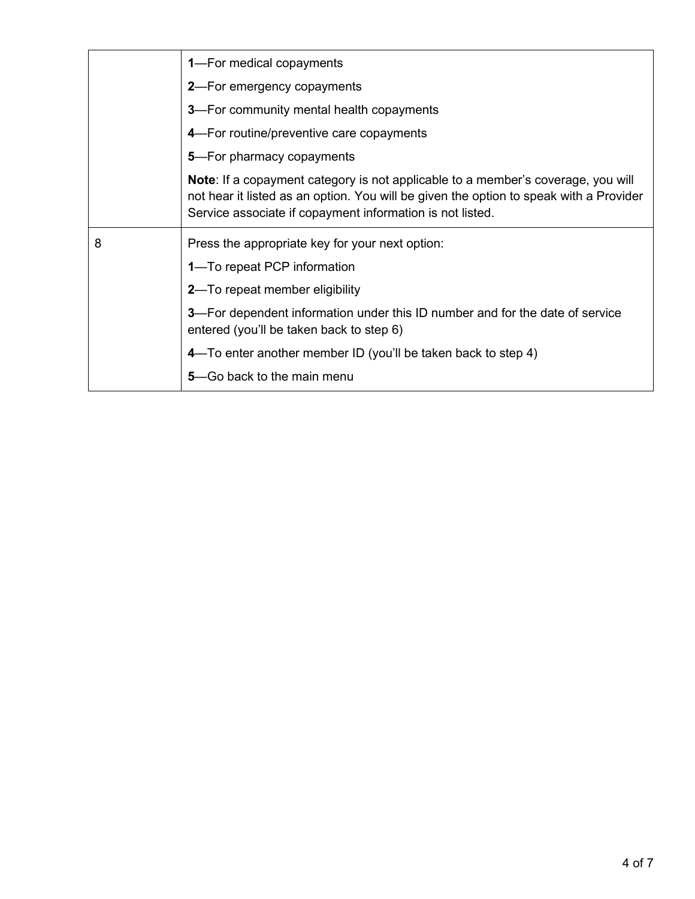| | |
|---|---|
| | **1**—For medical copayments<br>**2**—For emergency copayments<br>**3**—For community mental health copayments<br>**4**—For routine/preventive care copayments<br>**5**—For pharmacy copayments<br>**Note**: If a copayment category is not applicable to a member's coverage, you will not hear it listed as an option. You will be given the option to speak with a Provider Service associate if copayment information is not listed. |
| 8 | Press the appropriate key for your next option:<br>**1**—To repeat PCP information<br>**2**—To repeat member eligibility<br>**3**—For dependent information under this ID number and for the date of service entered (you'll be taken back to step 6)<br>**4**—To enter another member ID (you'll be taken back to step 4)<br>**5**—Go back to the main menu |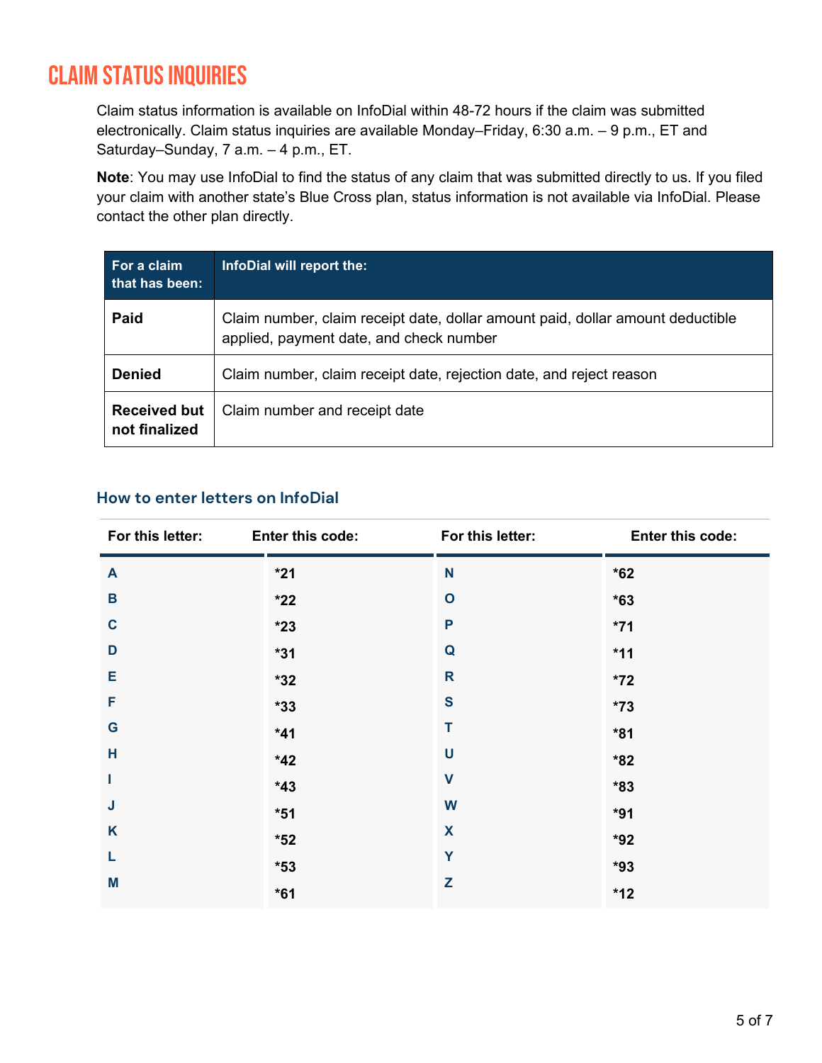# CLAIM STATUS INQUIRIES

Claim status information is available on InfoDial within 48-72 hours if the claim was submitted electronically. Claim status inquiries are available Monday–Friday, 6:30 a.m. – 9 p.m., ET and Saturday–Sunday, 7 a.m. – 4 p.m., ET.

**Note**: You may use InfoDial to find the status of any claim that was submitted directly to us. If you filed your claim with another state's Blue Cross plan, status information is not available via InfoDial. Please contact the other plan directly.

| For a claim that has been: | InfoDial will report the: |
|---|---|
| **Paid** | Claim number, claim receipt date, dollar amount paid, dollar amount deductible applied, payment date, and check number |
| **Denied** | Claim number, claim receipt date, rejection date, and reject reason |
| **Received but not finalized** | Claim number and receipt date |

### How to enter letters on InfoDial

| For this letter: | Enter this code: | For this letter: | Enter this code: |
|---|---|---|---|
| A | *21 | N | *62 |
| B | *22 | O | *63 |
| C | *23 | P | *71 |
| D | *31 | Q | *11 |
| E | *32 | R | *72 |
| F | *33 | S | *73 |
| G | *41 | T | *81 |
| H | *42 | U | *82 |
| I | *43 | V | *83 |
| J | *51 | W | *91 |
| K | *52 | X | *92 |
| L | *53 | Y | *93 |
| M | *61 | Z | *12 |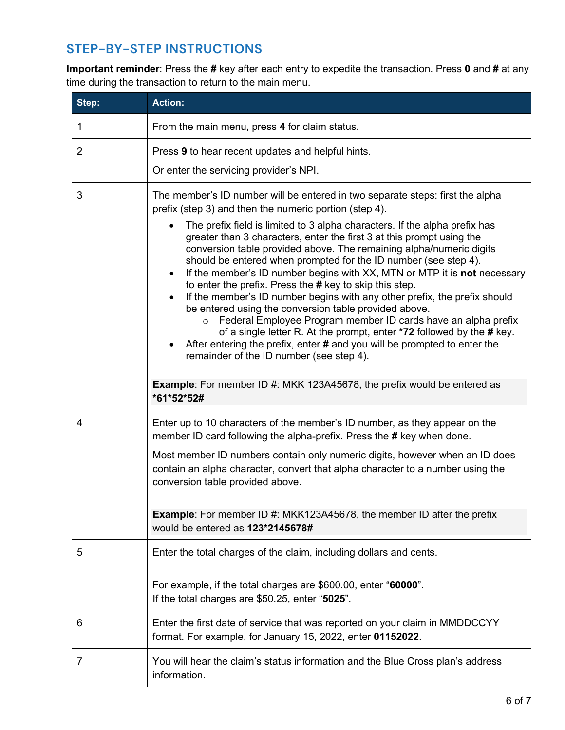## STEP-BY-STEP INSTRUCTIONS

**Important reminder**: Press the **#** key after each entry to expedite the transaction. Press **0** and **#** at any time during the transaction to return to the main menu.

| Step: | Action: |
|---|---|
| 1 | From the main menu, press **4** for claim status. |
| 2 | Press **9** to hear recent updates and helpful hints.<br><br>Or enter the servicing provider's NPI. |
| 3 | The member's ID number will be entered in two separate steps: first the alpha prefix (step 3) and then the numeric portion (step 4).<br><br>• The prefix field is limited to 3 alpha characters. If the alpha prefix has greater than 3 characters, enter the first 3 at this prompt using the conversion table provided above. The remaining alpha/numeric digits should be entered when prompted for the ID number (see step 4).<br>• If the member's ID number begins with XX, MTN or MTP it is **not** necessary to enter the prefix. Press the **#** key to skip this step.<br>• If the member's ID number begins with any other prefix, the prefix should be entered using the conversion table provided above.<br>&nbsp;&nbsp;&nbsp;&nbsp;○ Federal Employee Program member ID cards have an alpha prefix of a single letter R. At the prompt, enter ***72** followed by the **#** key.<br>• After entering the prefix, enter **#** and you will be prompted to enter the remainder of the ID number (see step 4).<br><br>**Example**: For member ID #: MKK 123A45678, the prefix would be entered as ***61*52*52#** |
| 4 | Enter up to 10 characters of the member's ID number, as they appear on the member ID card following the alpha-prefix. Press the **#** key when done.<br><br>Most member ID numbers contain only numeric digits, however when an ID does contain an alpha character, convert that alpha character to a number using the conversion table provided above.<br><br>**Example**: For member ID #: MKK123A45678, the member ID after the prefix would be entered as **123*2145678#** |
| 5 | Enter the total charges of the claim, including dollars and cents.<br><br>For example, if the total charges are $600.00, enter "**60000**".<br>If the total charges are $50.25, enter "**5025**". |
| 6 | Enter the first date of service that was reported on your claim in MMDDCCYY format. For example, for January 15, 2022, enter **01152022**. |
| 7 | You will hear the claim's status information and the Blue Cross plan's address information. |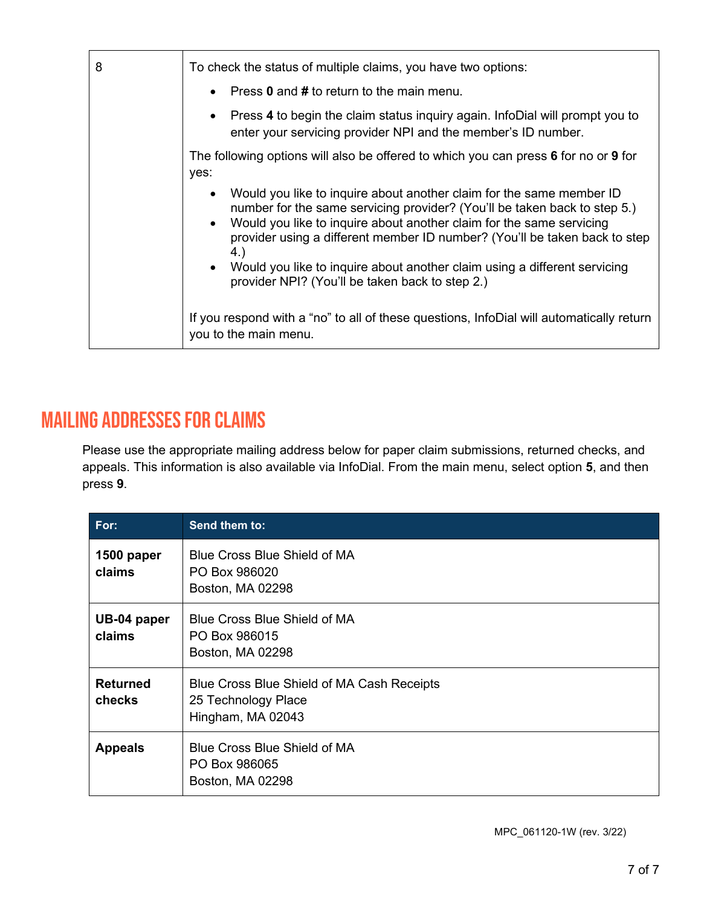| | |
|---|---|
| 8 | To check the status of multiple claims, you have two options:<br>• Press **0** and **#** to return to the main menu.<br>• Press **4** to begin the claim status inquiry again. InfoDial will prompt you to enter your servicing provider NPI and the member's ID number.<br>The following options will also be offered to which you can press **6** for no or **9** for yes:<br>• Would you like to inquire about another claim for the same member ID number for the same servicing provider? (You'll be taken back to step 5.)<br>• Would you like to inquire about another claim for the same servicing provider using a different member ID number? (You'll be taken back to step 4.)<br>• Would you like to inquire about another claim using a different servicing provider NPI? (You'll be taken back to step 2.)<br>If you respond with a "no" to all of these questions, InfoDial will automatically return you to the main menu. |

## MAILING ADDRESSES FOR CLAIMS

Please use the appropriate mailing address below for paper claim submissions, returned checks, and appeals. This information is also available via InfoDial. From the main menu, select option **5**, and then press **9**.

| For: | Send them to: |
|---|---|
| **1500 paper claims** | Blue Cross Blue Shield of MA<br>PO Box 986020<br>Boston, MA 02298 |
| **UB-04 paper claims** | Blue Cross Blue Shield of MA<br>PO Box 986015<br>Boston, MA 02298 |
| **Returned checks** | Blue Cross Blue Shield of MA Cash Receipts<br>25 Technology Place<br>Hingham, MA 02043 |
| **Appeals** | Blue Cross Blue Shield of MA<br>PO Box 986065<br>Boston, MA 02298 |

MPC_061120-1W (rev. 3/22)